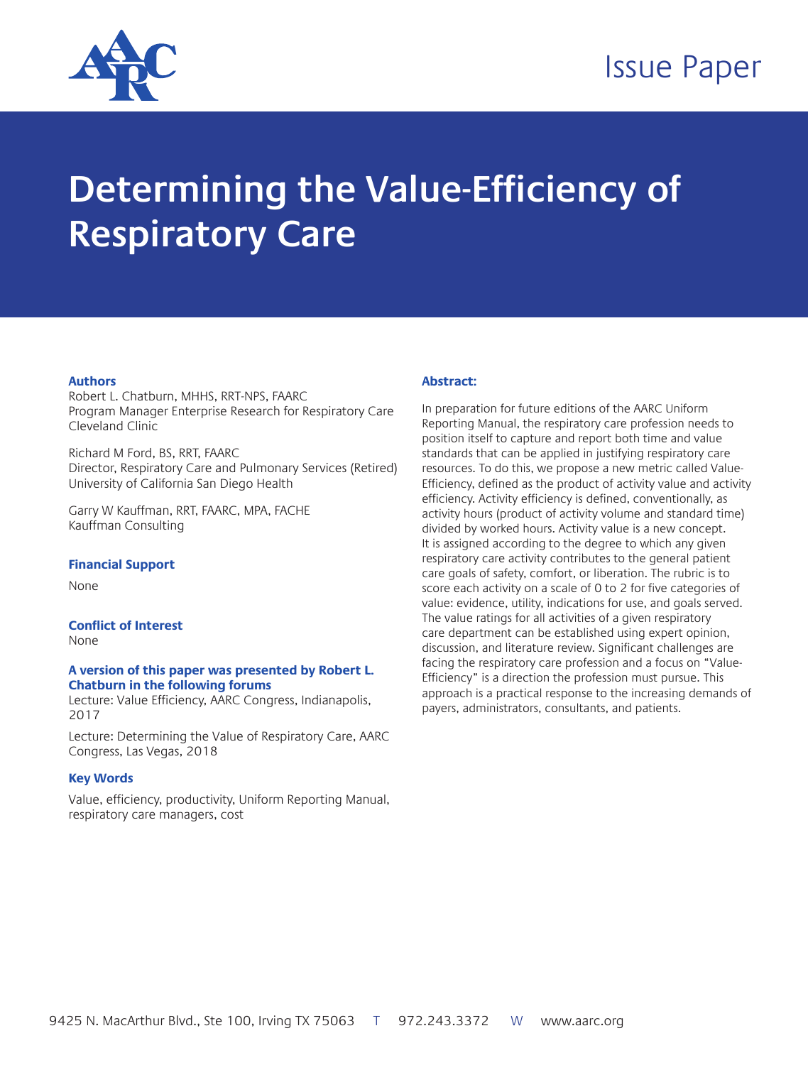Issue Paper

# Determining the Value-Efficiency of Respiratory Care

### Authors

Robert L. Chatburn, MHHS, RRT-NPS, FAARC
Program Manager Enterprise Research for Respiratory Care
Cleveland Clinic

Richard M Ford, BS, RRT, FAARC
Director, Respiratory Care and Pulmonary Services (Retired)
University of California San Diego Health

Garry W Kauffman, RRT, FAARC, MPA, FACHE
Kauffman Consulting

### Financial Support

None

### Conflict of Interest

None

### A version of this paper was presented by Robert L. Chatburn in the following forums

Lecture: Value Efficiency, AARC Congress, Indianapolis, 2017

Lecture: Determining the Value of Respiratory Care, AARC Congress, Las Vegas, 2018

### Key Words

Value, efficiency, productivity, Uniform Reporting Manual, respiratory care managers, cost

### Abstract:

In preparation for future editions of the AARC Uniform Reporting Manual, the respiratory care profession needs to position itself to capture and report both time and value standards that can be applied in justifying respiratory care resources. To do this, we propose a new metric called Value-Efficiency, defined as the product of activity value and activity efficiency. Activity efficiency is defined, conventionally, as activity hours (product of activity volume and standard time) divided by worked hours. Activity value is a new concept. It is assigned according to the degree to which any given respiratory care activity contributes to the general patient care goals of safety, comfort, or liberation. The rubric is to score each activity on a scale of 0 to 2 for five categories of value: evidence, utility, indications for use, and goals served. The value ratings for all activities of a given respiratory care department can be established using expert opinion, discussion, and literature review. Significant challenges are facing the respiratory care profession and a focus on "Value-Efficiency" is a direction the profession must pursue. This approach is a practical response to the increasing demands of payers, administrators, consultants, and patients.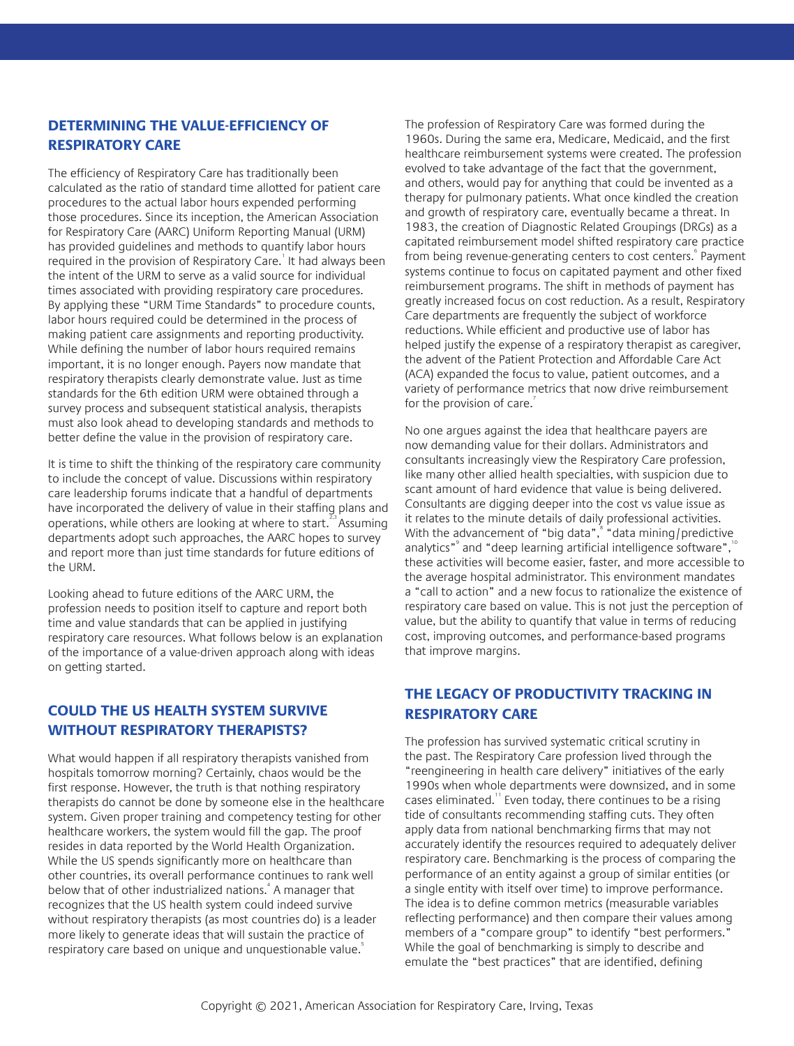## DETERMINING THE VALUE-EFFICIENCY OF RESPIRATORY CARE

The efficiency of Respiratory Care has traditionally been calculated as the ratio of standard time allotted for patient care procedures to the actual labor hours expended performing those procedures. Since its inception, the American Association for Respiratory Care (AARC) Uniform Reporting Manual (URM) has provided guidelines and methods to quantify labor hours required in the provision of Respiratory Care.[1] It had always been the intent of the URM to serve as a valid source for individual times associated with providing respiratory care procedures. By applying these "URM Time Standards" to procedure counts, labor hours required could be determined in the process of making patient care assignments and reporting productivity. While defining the number of labor hours required remains important, it is no longer enough. Payers now mandate that respiratory therapists clearly demonstrate value. Just as time standards for the 6th edition URM were obtained through a survey process and subsequent statistical analysis, therapists must also look ahead to developing standards and methods to better define the value in the provision of respiratory care.

It is time to shift the thinking of the respiratory care community to include the concept of value. Discussions within respiratory care leadership forums indicate that a handful of departments have incorporated the delivery of value in their staffing plans and operations, while others are looking at where to start.[2,3] Assuming departments adopt such approaches, the AARC hopes to survey and report more than just time standards for future editions of the URM.

Looking ahead to future editions of the AARC URM, the profession needs to position itself to capture and report both time and value standards that can be applied in justifying respiratory care resources. What follows below is an explanation of the importance of a value-driven approach along with ideas on getting started.

## COULD THE US HEALTH SYSTEM SURVIVE WITHOUT RESPIRATORY THERAPISTS?

What would happen if all respiratory therapists vanished from hospitals tomorrow morning? Certainly, chaos would be the first response. However, the truth is that nothing respiratory therapists do cannot be done by someone else in the healthcare system. Given proper training and competency testing for other healthcare workers, the system would fill the gap. The proof resides in data reported by the World Health Organization. While the US spends significantly more on healthcare than other countries, its overall performance continues to rank well below that of other industrialized nations.[4] A manager that recognizes that the US health system could indeed survive without respiratory therapists (as most countries do) is a leader more likely to generate ideas that will sustain the practice of respiratory care based on unique and unquestionable value.[5]

The profession of Respiratory Care was formed during the 1960s. During the same era, Medicare, Medicaid, and the first healthcare reimbursement systems were created. The profession evolved to take advantage of the fact that the government, and others, would pay for anything that could be invented as a therapy for pulmonary patients. What once kindled the creation and growth of respiratory care, eventually became a threat. In 1983, the creation of Diagnostic Related Groupings (DRGs) as a capitated reimbursement model shifted respiratory care practice from being revenue-generating centers to cost centers.[6] Payment systems continue to focus on capitated payment and other fixed reimbursement programs. The shift in methods of payment has greatly increased focus on cost reduction. As a result, Respiratory Care departments are frequently the subject of workforce reductions. While efficient and productive use of labor has helped justify the expense of a respiratory therapist as caregiver, the advent of the Patient Protection and Affordable Care Act (ACA) expanded the focus to value, patient outcomes, and a variety of performance metrics that now drive reimbursement for the provision of care.[7]

No one argues against the idea that healthcare payers are now demanding value for their dollars. Administrators and consultants increasingly view the Respiratory Care profession, like many other allied health specialties, with suspicion due to scant amount of hard evidence that value is being delivered. Consultants are digging deeper into the cost vs value issue as it relates to the minute details of daily professional activities. With the advancement of "big data",[8] "data mining/predictive analytics"[9] and "deep learning artificial intelligence software",[10] these activities will become easier, faster, and more accessible to the average hospital administrator. This environment mandates a "call to action" and a new focus to rationalize the existence of respiratory care based on value. This is not just the perception of value, but the ability to quantify that value in terms of reducing cost, improving outcomes, and performance-based programs that improve margins.

## THE LEGACY OF PRODUCTIVITY TRACKING IN RESPIRATORY CARE

The profession has survived systematic critical scrutiny in the past. The Respiratory Care profession lived through the "reengineering in health care delivery" initiatives of the early 1990s when whole departments were downsized, and in some cases eliminated.[11] Even today, there continues to be a rising tide of consultants recommending staffing cuts. They often apply data from national benchmarking firms that may not accurately identify the resources required to adequately deliver respiratory care. Benchmarking is the process of comparing the performance of an entity against a group of similar entities (or a single entity with itself over time) to improve performance. The idea is to define common metrics (measurable variables reflecting performance) and then compare their values among members of a "compare group" to identify "best performers." While the goal of benchmarking is simply to describe and emulate the "best practices" that are identified, defining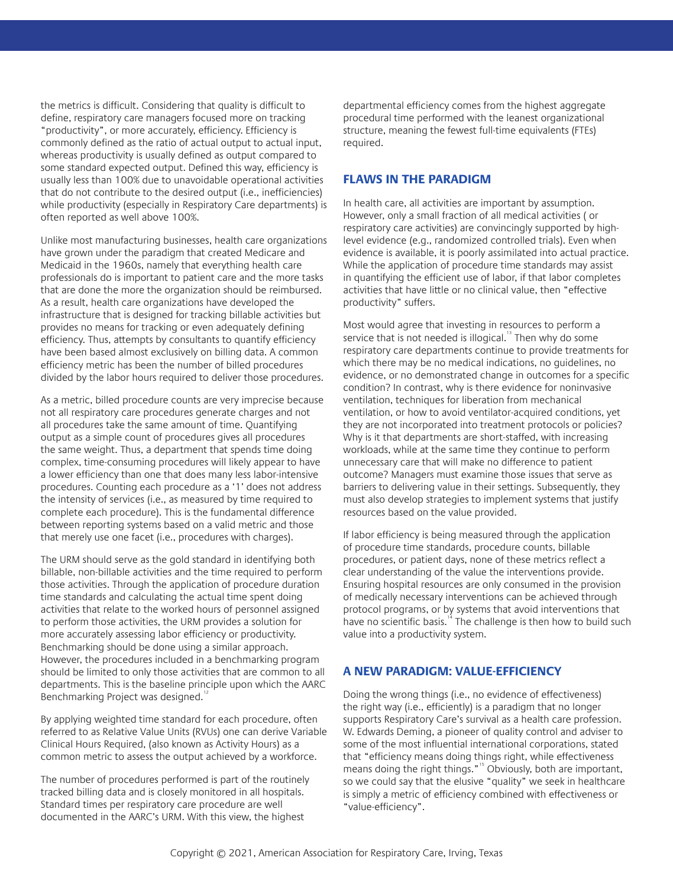the metrics is difficult. Considering that quality is difficult to define, respiratory care managers focused more on tracking "productivity", or more accurately, efficiency. Efficiency is commonly defined as the ratio of actual output to actual input, whereas productivity is usually defined as output compared to some standard expected output. Defined this way, efficiency is usually less than 100% due to unavoidable operational activities that do not contribute to the desired output (i.e., inefficiencies) while productivity (especially in Respiratory Care departments) is often reported as well above 100%.

Unlike most manufacturing businesses, health care organizations have grown under the paradigm that created Medicare and Medicaid in the 1960s, namely that everything health care professionals do is important to patient care and the more tasks that are done the more the organization should be reimbursed. As a result, health care organizations have developed the infrastructure that is designed for tracking billable activities but provides no means for tracking or even adequately defining efficiency. Thus, attempts by consultants to quantify efficiency have been based almost exclusively on billing data. A common efficiency metric has been the number of billed procedures divided by the labor hours required to deliver those procedures.

As a metric, billed procedure counts are very imprecise because not all respiratory care procedures generate charges and not all procedures take the same amount of time. Quantifying output as a simple count of procedures gives all procedures the same weight. Thus, a department that spends time doing complex, time-consuming procedures will likely appear to have a lower efficiency than one that does many less labor-intensive procedures. Counting each procedure as a '1' does not address the intensity of services (i.e., as measured by time required to complete each procedure). This is the fundamental difference between reporting systems based on a valid metric and those that merely use one facet (i.e., procedures with charges).

The URM should serve as the gold standard in identifying both billable, non-billable activities and the time required to perform those activities. Through the application of procedure duration time standards and calculating the actual time spent doing activities that relate to the worked hours of personnel assigned to perform those activities, the URM provides a solution for more accurately assessing labor efficiency or productivity. Benchmarking should be done using a similar approach. However, the procedures included in a benchmarking program should be limited to only those activities that are common to all departments. This is the baseline principle upon which the AARC Benchmarking Project was designed.[12]

By applying weighted time standard for each procedure, often referred to as Relative Value Units (RVUs) one can derive Variable Clinical Hours Required, (also known as Activity Hours) as a common metric to assess the output achieved by a workforce.

The number of procedures performed is part of the routinely tracked billing data and is closely monitored in all hospitals. Standard times per respiratory care procedure are well documented in the AARC's URM. With this view, the highest departmental efficiency comes from the highest aggregate procedural time performed with the leanest organizational structure, meaning the fewest full-time equivalents (FTEs) required.

## FLAWS IN THE PARADIGM

In health care, all activities are important by assumption. However, only a small fraction of all medical activities ( or respiratory care activities) are convincingly supported by high-level evidence (e.g., randomized controlled trials). Even when evidence is available, it is poorly assimilated into actual practice. While the application of procedure time standards may assist in quantifying the efficient use of labor, if that labor completes activities that have little or no clinical value, then "effective productivity" suffers.

Most would agree that investing in resources to perform a service that is not needed is illogical.[13] Then why do some respiratory care departments continue to provide treatments for which there may be no medical indications, no guidelines, no evidence, or no demonstrated change in outcomes for a specific condition? In contrast, why is there evidence for noninvasive ventilation, techniques for liberation from mechanical ventilation, or how to avoid ventilator-acquired conditions, yet they are not incorporated into treatment protocols or policies? Why is it that departments are short-staffed, with increasing workloads, while at the same time they continue to perform unnecessary care that will make no difference to patient outcome? Managers must examine those issues that serve as barriers to delivering value in their settings. Subsequently, they must also develop strategies to implement systems that justify resources based on the value provided.

If labor efficiency is being measured through the application of procedure time standards, procedure counts, billable procedures, or patient days, none of these metrics reflect a clear understanding of the value the interventions provide. Ensuring hospital resources are only consumed in the provision of medically necessary interventions can be achieved through protocol programs, or by systems that avoid interventions that have no scientific basis.[14] The challenge is then how to build such value into a productivity system.

## A NEW PARADIGM: VALUE-EFFICIENCY

Doing the wrong things (i.e., no evidence of effectiveness) the right way (i.e., efficiently) is a paradigm that no longer supports Respiratory Care's survival as a health care profession. W. Edwards Deming, a pioneer of quality control and adviser to some of the most influential international corporations, stated that "efficiency means doing things right, while effectiveness means doing the right things."[15] Obviously, both are important, so we could say that the elusive "quality" we seek in healthcare is simply a metric of efficiency combined with effectiveness or "value-efficiency".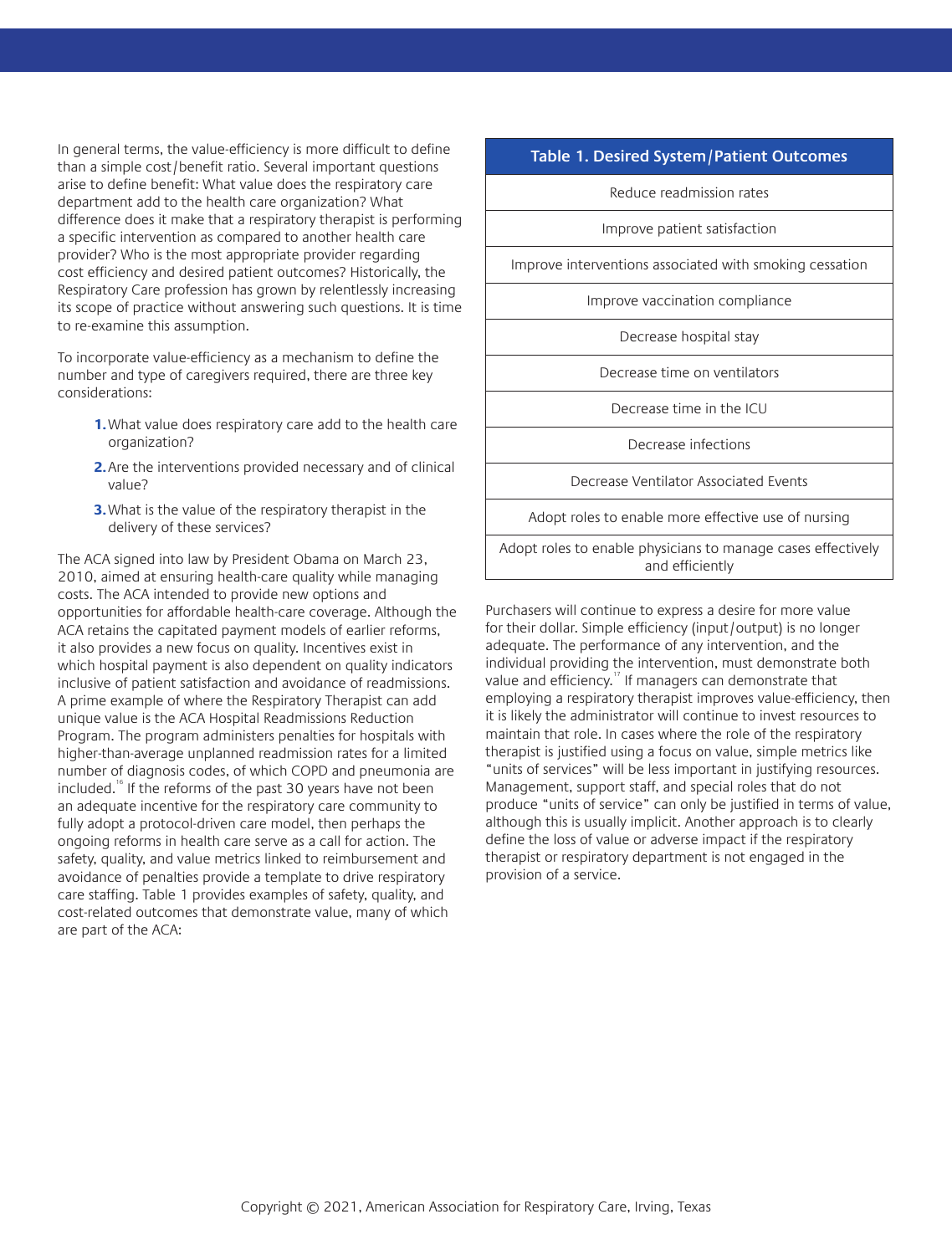In general terms, the value-efficiency is more difficult to define than a simple cost/benefit ratio. Several important questions arise to define benefit: What value does the respiratory care department add to the health care organization? What difference does it make that a respiratory therapist is performing a specific intervention as compared to another health care provider? Who is the most appropriate provider regarding cost efficiency and desired patient outcomes? Historically, the Respiratory Care profession has grown by relentlessly increasing its scope of practice without answering such questions. It is time to re-examine this assumption.

To incorporate value-efficiency as a mechanism to define the number and type of caregivers required, there are three key considerations:

1. What value does respiratory care add to the health care organization?
2. Are the interventions provided necessary and of clinical value?
3. What is the value of the respiratory therapist in the delivery of these services?

The ACA signed into law by President Obama on March 23, 2010, aimed at ensuring health-care quality while managing costs. The ACA intended to provide new options and opportunities for affordable health-care coverage. Although the ACA retains the capitated payment models of earlier reforms, it also provides a new focus on quality. Incentives exist in which hospital payment is also dependent on quality indicators inclusive of patient satisfaction and avoidance of readmissions. A prime example of where the Respiratory Therapist can add unique value is the ACA Hospital Readmissions Reduction Program. The program administers penalties for hospitals with higher-than-average unplanned readmission rates for a limited number of diagnosis codes, of which COPD and pneumonia are included.[16] If the reforms of the past 30 years have not been an adequate incentive for the respiratory care community to fully adopt a protocol-driven care model, then perhaps the ongoing reforms in health care serve as a call for action. The safety, quality, and value metrics linked to reimbursement and avoidance of penalties provide a template to drive respiratory care staffing. Table 1 provides examples of safety, quality, and cost-related outcomes that demonstrate value, many of which are part of the ACA:

| Table 1. Desired System/Patient Outcomes |
|---|
| Reduce readmission rates |
| Improve patient satisfaction |
| Improve interventions associated with smoking cessation |
| Improve vaccination compliance |
| Decrease hospital stay |
| Decrease time on ventilators |
| Decrease time in the ICU |
| Decrease infections |
| Decrease Ventilator Associated Events |
| Adopt roles to enable more effective use of nursing |
| Adopt roles to enable physicians to manage cases effectively and efficiently |

Purchasers will continue to express a desire for more value for their dollar. Simple efficiency (input/output) is no longer adequate. The performance of any intervention, and the individual providing the intervention, must demonstrate both value and efficiency.[17] If managers can demonstrate that employing a respiratory therapist improves value-efficiency, then it is likely the administrator will continue to invest resources to maintain that role. In cases where the role of the respiratory therapist is justified using a focus on value, simple metrics like "units of services" will be less important in justifying resources. Management, support staff, and special roles that do not produce "units of service" can only be justified in terms of value, although this is usually implicit. Another approach is to clearly define the loss of value or adverse impact if the respiratory therapist or respiratory department is not engaged in the provision of a service.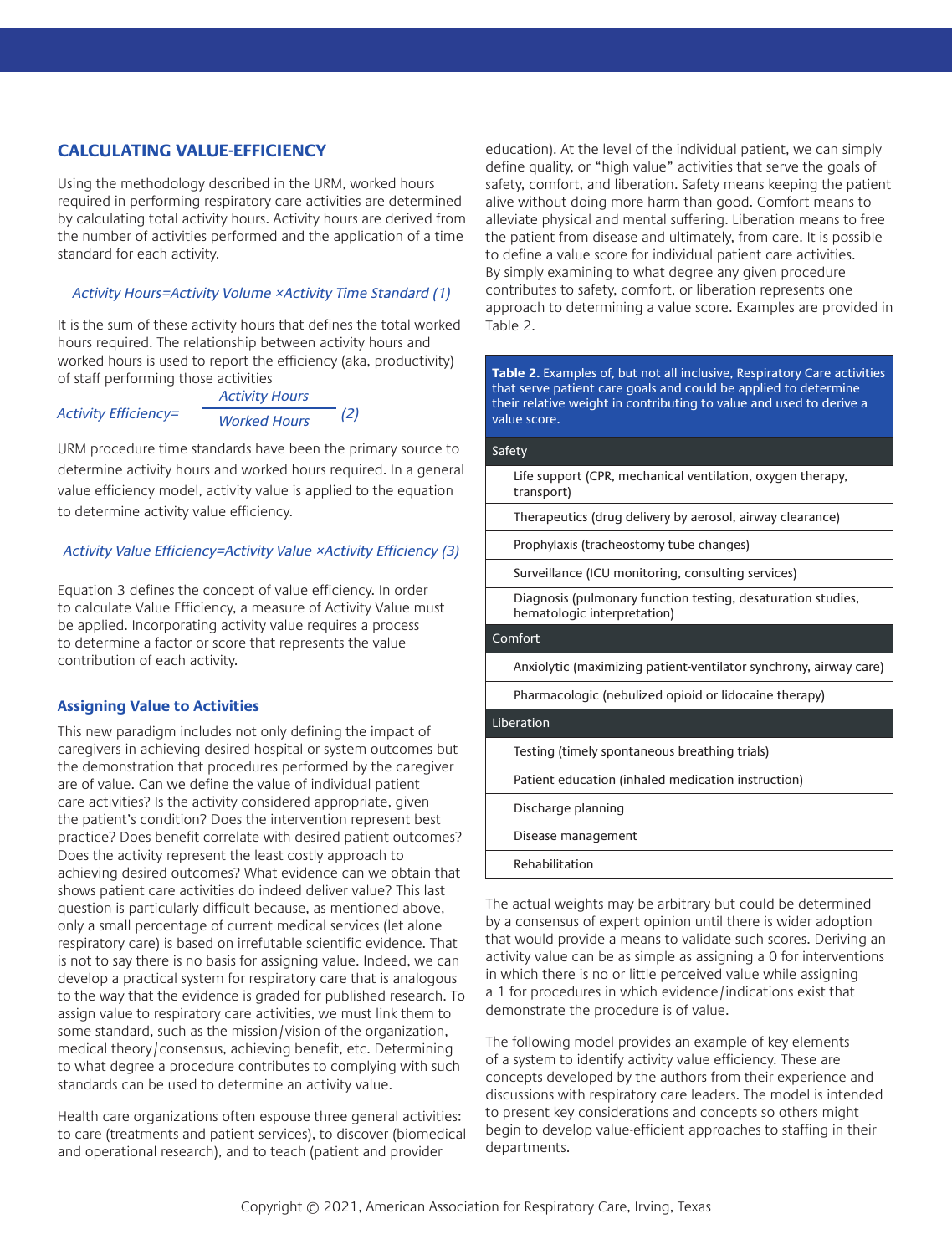## CALCULATING VALUE-EFFICIENCY

Using the methodology described in the URM, worked hours required in performing respiratory care activities are determined by calculating total activity hours. Activity hours are derived from the number of activities performed and the application of a time standard for each activity.

$$\text{Activity Hours} = \text{Activity Volume} \times \text{Activity Time Standard} \quad (1)$$

It is the sum of these activity hours that defines the total worked hours required. The relationship between activity hours and worked hours is used to report the efficiency (aka, productivity) of staff performing those activities

$$\text{Activity Efficiency} = \frac{\text{Activity Hours}}{\text{Worked Hours}} \quad (2)$$

URM procedure time standards have been the primary source to determine activity hours and worked hours required. In a general value efficiency model, activity value is applied to the equation to determine activity value efficiency.

$$\text{Activity Value Efficiency} = \text{Activity Value} \times \text{Activity Efficiency} \quad (3)$$

Equation 3 defines the concept of value efficiency. In order to calculate Value Efficiency, a measure of Activity Value must be applied. Incorporating activity value requires a process to determine a factor or score that represents the value contribution of each activity.

### Assigning Value to Activities

This new paradigm includes not only defining the impact of caregivers in achieving desired hospital or system outcomes but the demonstration that procedures performed by the caregiver are of value. Can we define the value of individual patient care activities? Is the activity considered appropriate, given the patient's condition? Does the intervention represent best practice? Does benefit correlate with desired patient outcomes? Does the activity represent the least costly approach to achieving desired outcomes? What evidence can we obtain that shows patient care activities do indeed deliver value? This last question is particularly difficult because, as mentioned above, only a small percentage of current medical services (let alone respiratory care) is based on irrefutable scientific evidence. That is not to say there is no basis for assigning value. Indeed, we can develop a practical system for respiratory care that is analogous to the way that the evidence is graded for published research. To assign value to respiratory care activities, we must link them to some standard, such as the mission/vision of the organization, medical theory/consensus, achieving benefit, etc. Determining to what degree a procedure contributes to complying with such standards can be used to determine an activity value.

Health care organizations often espouse three general activities: to care (treatments and patient services), to discover (biomedical and operational research), and to teach (patient and provider education). At the level of the individual patient, we can simply define quality, or "high value" activities that serve the goals of safety, comfort, and liberation. Safety means keeping the patient alive without doing more harm than good. Comfort means to alleviate physical and mental suffering. Liberation means to free the patient from disease and ultimately, from care. It is possible to define a value score for individual patient care activities. By simply examining to what degree any given procedure contributes to safety, comfort, or liberation represents one approach to determining a value score. Examples are provided in Table 2.

**Table 2.** Examples of, but not all inclusive, Respiratory Care activities that serve patient care goals and could be applied to determine their relative weight in contributing to value and used to derive a value score.

| Goal / Activity |
|---|
| **Safety** |
| Life support (CPR, mechanical ventilation, oxygen therapy, transport) |
| Therapeutics (drug delivery by aerosol, airway clearance) |
| Prophylaxis (tracheostomy tube changes) |
| Surveillance (ICU monitoring, consulting services) |
| Diagnosis (pulmonary function testing, desaturation studies, hematologic interpretation) |
| **Comfort** |
| Anxiolytic (maximizing patient-ventilator synchrony, airway care) |
| Pharmacologic (nebulized opioid or lidocaine therapy) |
| **Liberation** |
| Testing (timely spontaneous breathing trials) |
| Patient education (inhaled medication instruction) |
| Discharge planning |
| Disease management |
| Rehabilitation |

The actual weights may be arbitrary but could be determined by a consensus of expert opinion until there is wider adoption that would provide a means to validate such scores. Deriving an activity value can be as simple as assigning a 0 for interventions in which there is no or little perceived value while assigning a 1 for procedures in which evidence/indications exist that demonstrate the procedure is of value.

The following model provides an example of key elements of a system to identify activity value efficiency. These are concepts developed by the authors from their experience and discussions with respiratory care leaders. The model is intended to present key considerations and concepts so others might begin to develop value-efficient approaches to staffing in their departments.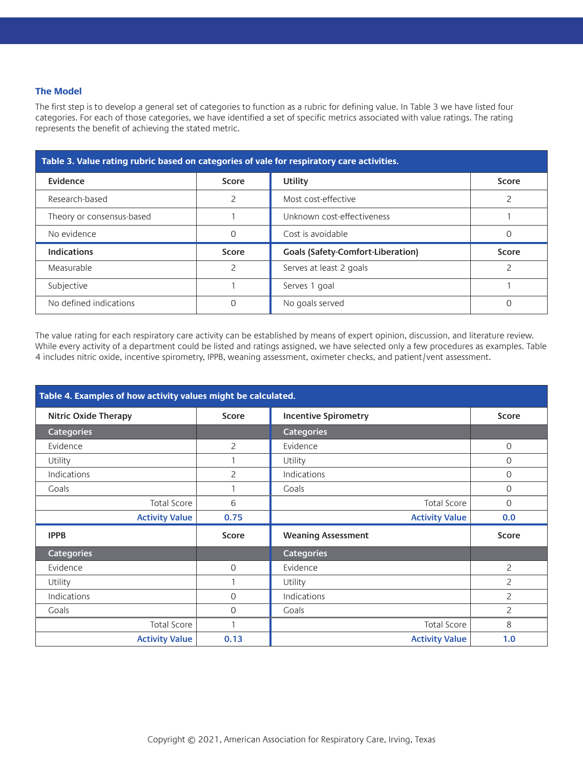### The Model

The first step is to develop a general set of categories to function as a rubric for defining value. In Table 3 we have listed four categories. For each of those categories, we have identified a set of specific metrics associated with value ratings. The rating represents the benefit of achieving the stated metric.

**Table 3. Value rating rubric based on categories of vale for respiratory care activities.**

| **Evidence** | **Score** | **Utility** | **Score** |
|---|---|---|---|
| Research-based | 2 | Most cost-effective | 2 |
| Theory or consensus-based | 1 | Unknown cost-effectiveness | 1 |
| No evidence | 0 | Cost is avoidable | 0 |
| **Indications** | **Score** | **Goals (Safety-Comfort-Liberation)** | **Score** |
| Measurable | 2 | Serves at least 2 goals | 2 |
| Subjective | 1 | Serves 1 goal | 1 |
| No defined indications | 0 | No goals served | 0 |

The value rating for each respiratory care activity can be established by means of expert opinion, discussion, and literature review. While every activity of a department could be listed and ratings assigned, we have selected only a few procedures as examples. Table 4 includes nitric oxide, incentive spirometry, IPPB, weaning assessment, oximeter checks, and patient/vent assessment.

**Table 4. Examples of how activity values might be calculated.**

| **Nitric Oxide Therapy** | **Score** | **Incentive Spirometry** | **Score** |
|---|---|---|---|
| **Categories** | | **Categories** | |
| Evidence | 2 | Evidence | 0 |
| Utility | 1 | Utility | 0 |
| Indications | 2 | Indications | 0 |
| Goals | 1 | Goals | 0 |
| Total Score | 6 | Total Score | 0 |
| **Activity Value** | **0.75** | **Activity Value** | **0.0** |
| **IPPB** | **Score** | **Weaning Assessment** | **Score** |
| **Categories** | | **Categories** | |
| Evidence | 0 | Evidence | 2 |
| Utility | 1 | Utility | 2 |
| Indications | 0 | Indications | 2 |
| Goals | 0 | Goals | 2 |
| Total Score | 1 | Total Score | 8 |
| **Activity Value** | **0.13** | **Activity Value** | **1.0** |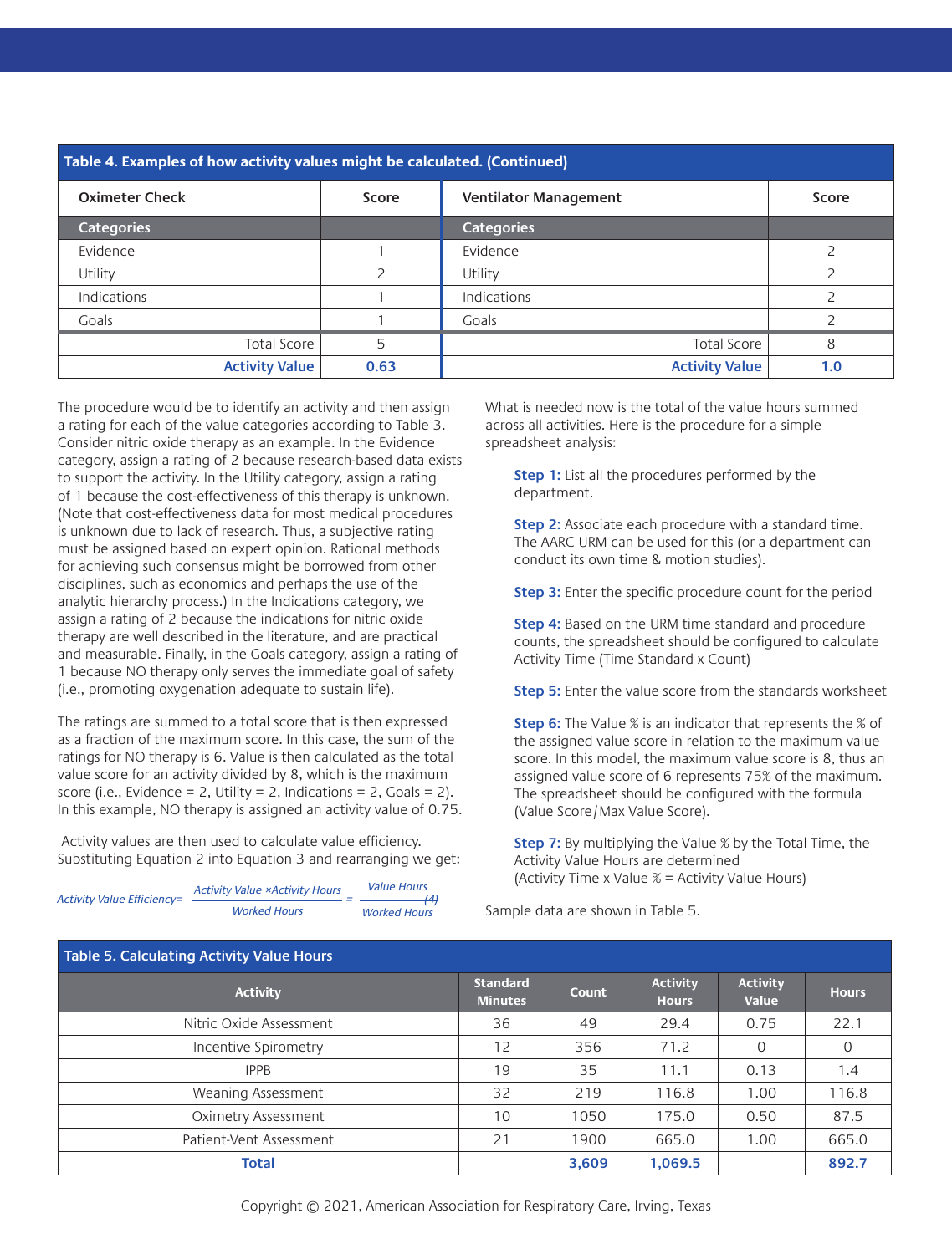**Table 4. Examples of how activity values might be calculated. (Continued)**

| Oximeter Check | Score | Ventilator Management | Score |
|---|---|---|---|
| **Categories** | | **Categories** | |
| Evidence | 1 | Evidence | 2 |
| Utility | 2 | Utility | 2 |
| Indications | 1 | Indications | 2 |
| Goals | 1 | Goals | 2 |
| Total Score | 5 | Total Score | 8 |
| **Activity Value** | **0.63** | **Activity Value** | **1.0** |

The procedure would be to identify an activity and then assign a rating for each of the value categories according to Table 3. Consider nitric oxide therapy as an example. In the Evidence category, assign a rating of 2 because research-based data exists to support the activity. In the Utility category, assign a rating of 1 because the cost-effectiveness of this therapy is unknown. (Note that cost-effectiveness data for most medical procedures is unknown due to lack of research. Thus, a subjective rating must be assigned based on expert opinion. Rational methods for achieving such consensus might be borrowed from other disciplines, such as economics and perhaps the use of the analytic hierarchy process.) In the Indications category, we assign a rating of 2 because the indications for nitric oxide therapy are well described in the literature, and are practical and measurable. Finally, in the Goals category, assign a rating of 1 because NO therapy only serves the immediate goal of safety (i.e., promoting oxygenation adequate to sustain life).

The ratings are summed to a total score that is then expressed as a fraction of the maximum score. In this case, the sum of the ratings for NO therapy is 6. Value is then calculated as the total value score for an activity divided by 8, which is the maximum score (i.e., Evidence = 2, Utility = 2, Indications = 2, Goals = 2). In this example, NO therapy is assigned an activity value of 0.75.

Activity values are then used to calculate value efficiency. Substituting Equation 2 into Equation 3 and rearranging we get:

$$\text{Activity Value Efficiency} = \frac{\text{Activity Value} \times \text{Activity Hours}}{\text{Worked Hours}} = \frac{\text{Value Hours}}{\text{Worked Hours}} \quad (4)$$

What is needed now is the total of the value hours summed across all activities. Here is the procedure for a simple spreadsheet analysis:

**Step 1:** List all the procedures performed by the department.

**Step 2:** Associate each procedure with a standard time. The AARC URM can be used for this (or a department can conduct its own time & motion studies).

**Step 3:** Enter the specific procedure count for the period

**Step 4:** Based on the URM time standard and procedure counts, the spreadsheet should be configured to calculate Activity Time (Time Standard x Count)

**Step 5:** Enter the value score from the standards worksheet

**Step 6:** The Value % is an indicator that represents the % of the assigned value score in relation to the maximum value score. In this model, the maximum value score is 8, thus an assigned value score of 6 represents 75% of the maximum. The spreadsheet should be configured with the formula (Value Score/Max Value Score).

**Step 7:** By multiplying the Value % by the Total Time, the Activity Value Hours are determined (Activity Time x Value % = Activity Value Hours)

Sample data are shown in Table 5.

**Table 5. Calculating Activity Value Hours**

| Activity | Standard Minutes | Count | Activity Hours | Activity Value | Hours |
|---|---|---|---|---|---|
| Nitric Oxide Assessment | 36 | 49 | 29.4 | 0.75 | 22.1 |
| Incentive Spirometry | 12 | 356 | 71.2 | 0 | 0 |
| IPPB | 19 | 35 | 11.1 | 0.13 | 1.4 |
| Weaning Assessment | 32 | 219 | 116.8 | 1.00 | 116.8 |
| Oximetry Assessment | 10 | 1050 | 175.0 | 0.50 | 87.5 |
| Patient-Vent Assessment | 21 | 1900 | 665.0 | 1.00 | 665.0 |
| **Total** | | **3,609** | **1,069.5** | | **892.7** |

Copyright © 2021, American Association for Respiratory Care, Irving, Texas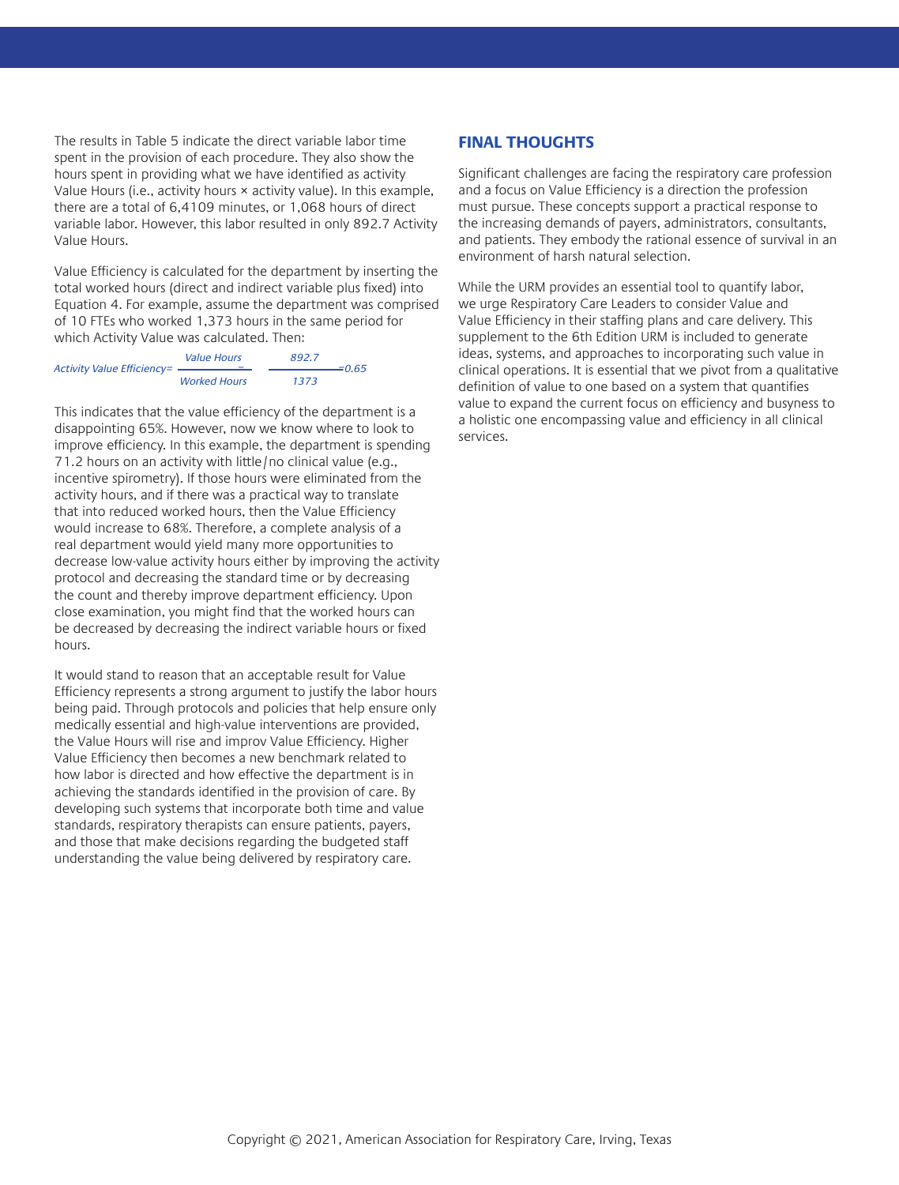The results in Table 5 indicate the direct variable labor time spent in the provision of each procedure. They also show the hours spent in providing what we have identified as activity Value Hours (i.e., activity hours × activity value). In this example, there are a total of 6,4109 minutes, or 1,068 hours of direct variable labor. However, this labor resulted in only 892.7 Activity Value Hours.

Value Efficiency is calculated for the department by inserting the total worked hours (direct and indirect variable plus fixed) into Equation 4. For example, assume the department was comprised of 10 FTEs who worked 1,373 hours in the same period for which Activity Value was calculated. Then:

$$\text{Activity Value Efficiency} = \frac{\text{Value Hours}}{\text{Worked Hours}} = \frac{892.7}{1373} = 0.65$$

This indicates that the value efficiency of the department is a disappointing 65%. However, now we know where to look to improve efficiency. In this example, the department is spending 71.2 hours on an activity with little/no clinical value (e.g., incentive spirometry). If those hours were eliminated from the activity hours, and if there was a practical way to translate that into reduced worked hours, then the Value Efficiency would increase to 68%. Therefore, a complete analysis of a real department would yield many more opportunities to decrease low-value activity hours either by improving the activity protocol and decreasing the standard time or by decreasing the count and thereby improve department efficiency. Upon close examination, you might find that the worked hours can be decreased by decreasing the indirect variable hours or fixed hours.

It would stand to reason that an acceptable result for Value Efficiency represents a strong argument to justify the labor hours being paid. Through protocols and policies that help ensure only medically essential and high-value interventions are provided, the Value Hours will rise and improv Value Efficiency. Higher Value Efficiency then becomes a new benchmark related to how labor is directed and how effective the department is in achieving the standards identified in the provision of care. By developing such systems that incorporate both time and value standards, respiratory therapists can ensure patients, payers, and those that make decisions regarding the budgeted staff understanding the value being delivered by respiratory care.

## FINAL THOUGHTS

Significant challenges are facing the respiratory care profession and a focus on Value Efficiency is a direction the profession must pursue. These concepts support a practical response to the increasing demands of payers, administrators, consultants, and patients. They embody the rational essence of survival in an environment of harsh natural selection.

While the URM provides an essential tool to quantify labor, we urge Respiratory Care Leaders to consider Value and Value Efficiency in their staffing plans and care delivery. This supplement to the 6th Edition URM is included to generate ideas, systems, and approaches to incorporating such value in clinical operations. It is essential that we pivot from a qualitative definition of value to one based on a system that quantifies value to expand the current focus on efficiency and busyness to a holistic one encompassing value and efficiency in all clinical services.

Copyright © 2021, American Association for Respiratory Care, Irving, Texas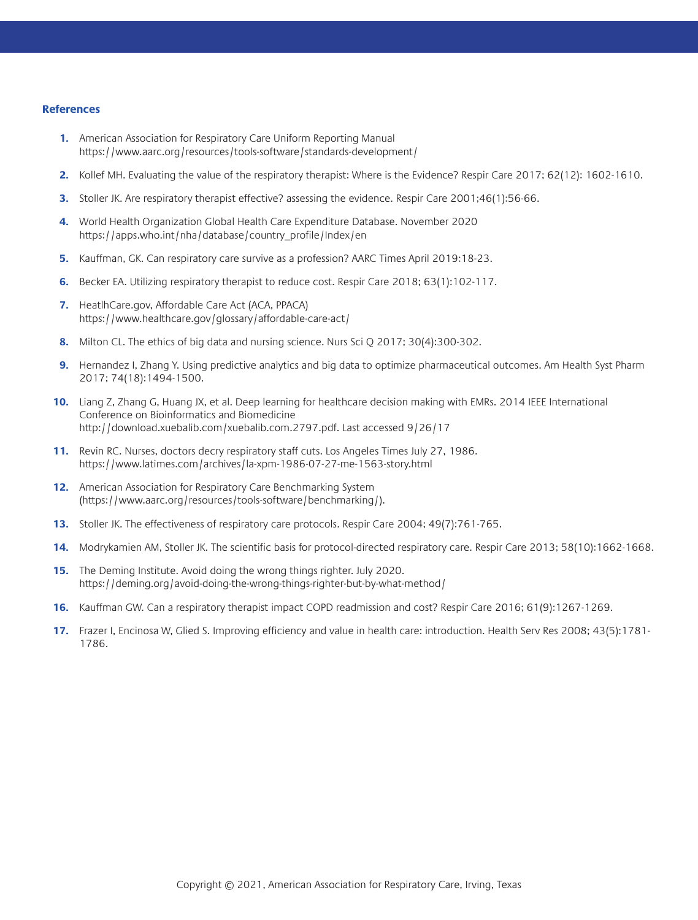## References

1. American Association for Respiratory Care Uniform Reporting Manual https://www.aarc.org/resources/tools-software/standards-development/
2. Kollef MH. Evaluating the value of the respiratory therapist: Where is the Evidence? Respir Care 2017; 62(12): 1602-1610.
3. Stoller JK. Are respiratory therapist effective? assessing the evidence. Respir Care 2001;46(1):56-66.
4. World Health Organization Global Health Care Expenditure Database. November 2020 https://apps.who.int/nha/database/country_profile/Index/en
5. Kauffman, GK. Can respiratory care survive as a profession? AARC Times April 2019:18-23.
6. Becker EA. Utilizing respiratory therapist to reduce cost. Respir Care 2018; 63(1):102-117.
7. HeatlhCare.gov, Affordable Care Act (ACA, PPACA) https://www.healthcare.gov/glossary/affordable-care-act/
8. Milton CL. The ethics of big data and nursing science. Nurs Sci Q 2017; 30(4):300-302.
9. Hernandez I, Zhang Y. Using predictive analytics and big data to optimize pharmaceutical outcomes. Am Health Syst Pharm 2017; 74(18):1494-1500.
10. Liang Z, Zhang G, Huang JX, et al. Deep learning for healthcare decision making with EMRs. 2014 IEEE International Conference on Bioinformatics and Biomedicine http://download.xuebalib.com/xuebalib.com.2797.pdf. Last accessed 9/26/17
11. Revin RC. Nurses, doctors decry respiratory staff cuts. Los Angeles Times July 27, 1986. https://www.latimes.com/archives/la-xpm-1986-07-27-me-1563-story.html
12. American Association for Respiratory Care Benchmarking System (https://www.aarc.org/resources/tools-software/benchmarking/).
13. Stoller JK. The effectiveness of respiratory care protocols. Respir Care 2004; 49(7):761-765.
14. Modrykamien AM, Stoller JK. The scientific basis for protocol-directed respiratory care. Respir Care 2013; 58(10):1662-1668.
15. The Deming Institute. Avoid doing the wrong things righter. July 2020. https://deming.org/avoid-doing-the-wrong-things-righter-but-by-what-method/
16. Kauffman GW. Can a respiratory therapist impact COPD readmission and cost? Respir Care 2016; 61(9):1267-1269.
17. Frazer I, Encinosa W, Glied S. Improving efficiency and value in health care: introduction. Health Serv Res 2008; 43(5):1781-1786.

Copyright © 2021, American Association for Respiratory Care, Irving, Texas